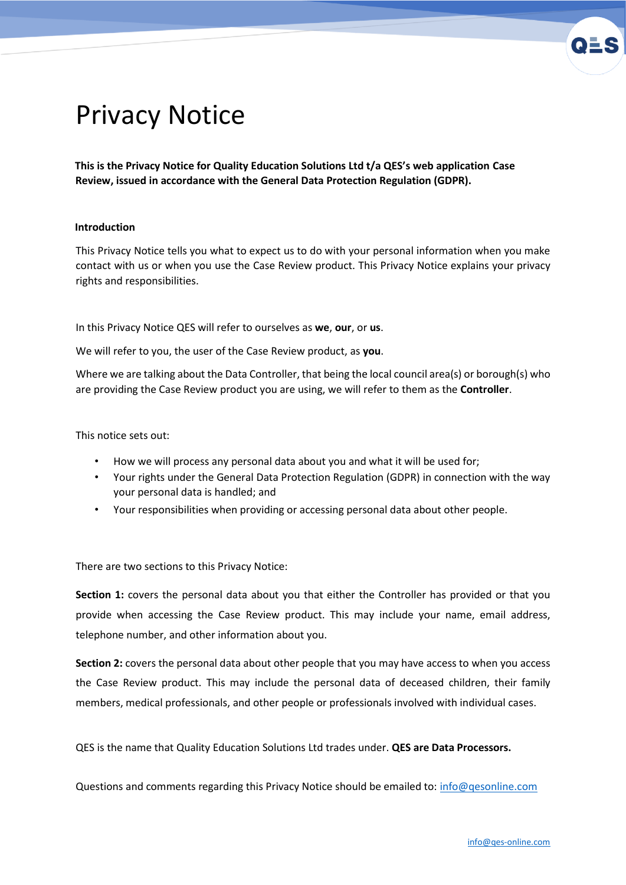# Privacy Notice

**This is the Privacy Notice for Quality Education Solutions Ltd t/a QES's web application Case Review, issued in accordance with the General Data Protection Regulation (GDPR).**

**Introduction**

This Privacy Notice tells you what to expect us to do with your personal information when you make contact with us or when you use the Case Review product. This Privacy Notice explains your privacy rights and responsibilities.

In this Privacy Notice QES will refer to ourselves as **we**, **our**, or **us**.

We will refer to you, the user of the Case Review product, as **you**.

Where we are talking about the Data Controller, that being the local council area(s) or borough(s) who are providing the Case Review product you are using, we will refer to them as the **Controller**.

This notice sets out:

- How we will process any personal data about you and what it will be used for;
- Your rights under the General Data Protection Regulation (GDPR) in connection with the way your personal data is handled; and
- Your responsibilities when providing or accessing personal data about other people.

There are two sections to this Privacy Notice:

**Section 1:** covers the personal data about you that either the Controller has provided or that you provide when accessing the Case Review product. This may include your name, email address, telephone number, and other information about you.

**Section 2:** covers the personal data about other people that you may have access to when you access the Case Review product. This may include the personal data of deceased children, their family members, medical professionals, and other people or professionals involved with individual cases.

QES is the name that Quality Education Solutions Ltd trades under. **QES are Data Processors.**

Questions and comments regarding this Privacy Notice should be emailed to: info@qesonline.com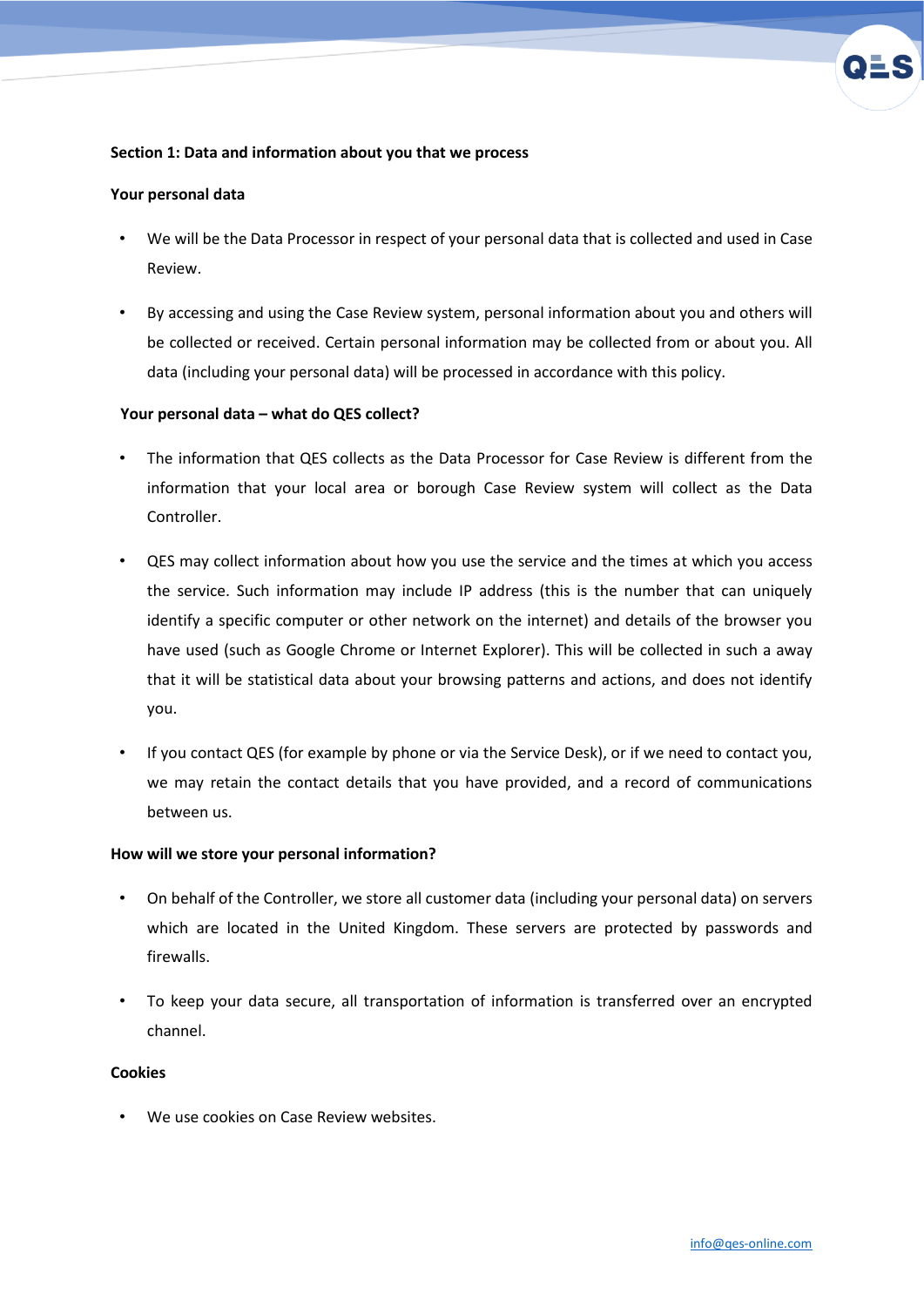**Section 1: Data and information about you that we process**

**Your personal data**

- We will be the Data Processor in respect of your personal data that is collected and used in Case Review.
- By accessing and using the Case Review system, personal information about you and others will be collected or received. Certain personal information may be collected from or about you. All data (including your personal data) will be processed in accordance with this policy.

**Your personal data – what do QES collect?**

- The information that QES collects as the Data Processor for Case Review is different from the information that your local area or borough Case Review system will collect as the Data Controller.
- QES may collect information about how you use the service and the times at which you access the service. Such information may include IP address (this is the number that can uniquely identify a specific computer or other network on the internet) and details of the browser you have used (such as Google Chrome or Internet Explorer). This will be collected in such a away that it will be statistical data about your browsing patterns and actions, and does not identify you.
- If you contact QES (for example by phone or via the Service Desk), or if we need to contact you, we may retain the contact details that you have provided, and a record of communications between us.

**How will we store your personal information?**

- On behalf of the Controller, we store all customer data (including your personal data) on servers which are located in the United Kingdom. These servers are protected by passwords and firewalls.
- To keep your data secure, all transportation of information is transferred over an encrypted channel.

**Cookies**

- We use cookies on Case Review websites.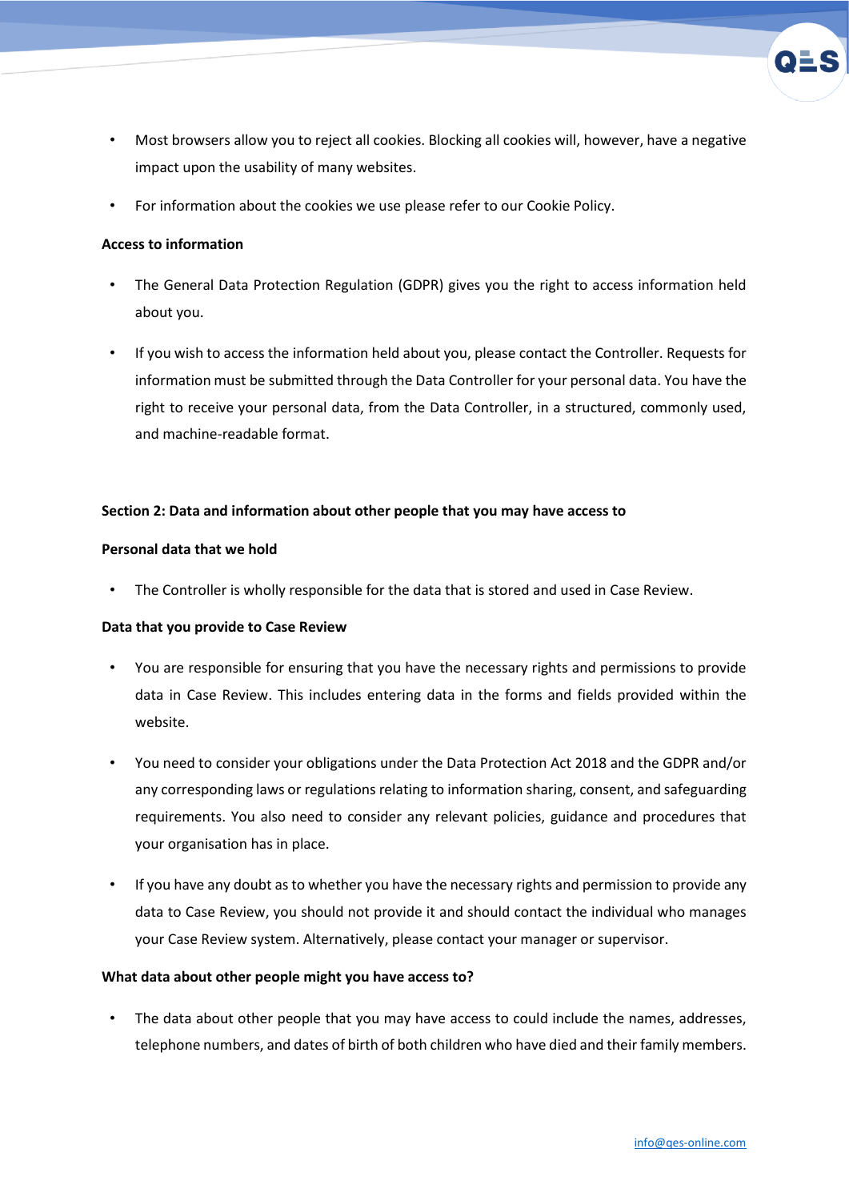- Most browsers allow you to reject all cookies. Blocking all cookies will, however, have a negative impact upon the usability of many websites.
- For information about the cookies we use please refer to our Cookie Policy.

**Access to information**

- The General Data Protection Regulation (GDPR) gives you the right to access information held about you.
- If you wish to access the information held about you, please contact the Controller. Requests for information must be submitted through the Data Controller for your personal data. You have the right to receive your personal data, from the Data Controller, in a structured, commonly used, and machine-readable format.

**Section 2: Data and information about other people that you may have access to**

**Personal data that we hold**

- The Controller is wholly responsible for the data that is stored and used in Case Review.

**Data that you provide to Case Review**

- You are responsible for ensuring that you have the necessary rights and permissions to provide data in Case Review. This includes entering data in the forms and fields provided within the website.
- You need to consider your obligations under the Data Protection Act 2018 and the GDPR and/or any corresponding laws or regulations relating to information sharing, consent, and safeguarding requirements. You also need to consider any relevant policies, guidance and procedures that your organisation has in place.
- If you have any doubt as to whether you have the necessary rights and permission to provide any data to Case Review, you should not provide it and should contact the individual who manages your Case Review system. Alternatively, please contact your manager or supervisor.

**What data about other people might you have access to?**

- The data about other people that you may have access to could include the names, addresses, telephone numbers, and dates of birth of both children who have died and their family members.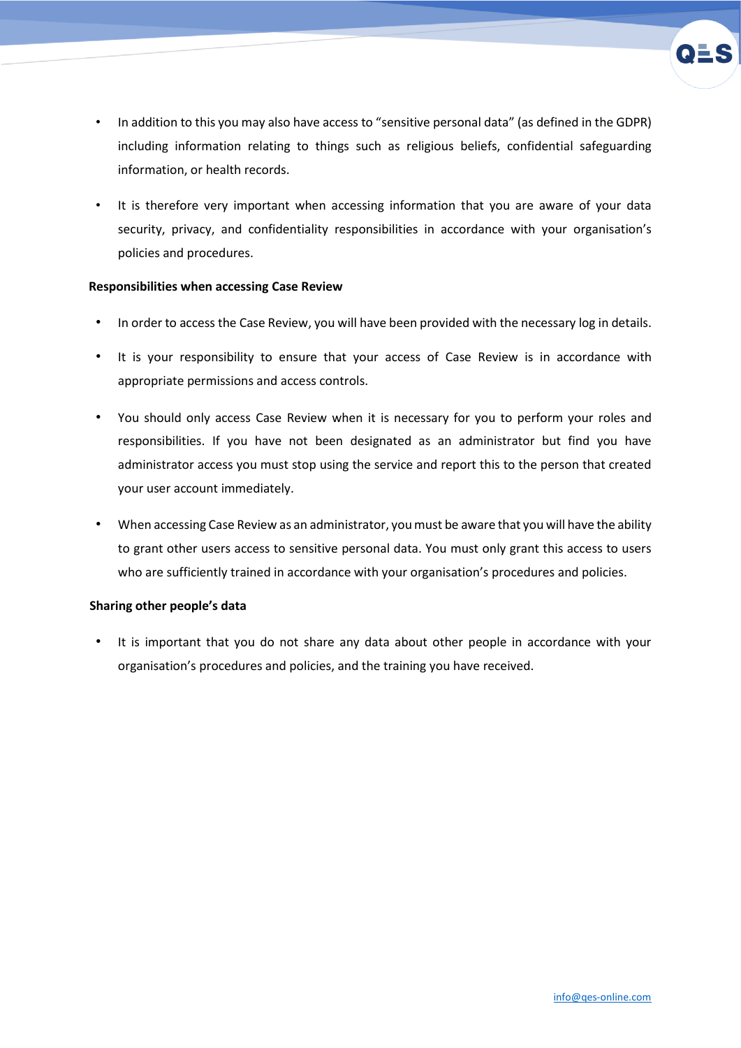- In addition to this you may also have access to "sensitive personal data" (as defined in the GDPR) including information relating to things such as religious beliefs, confidential safeguarding information, or health records.
- It is therefore very important when accessing information that you are aware of your data security, privacy, and confidentiality responsibilities in accordance with your organisation's policies and procedures.

**Responsibilities when accessing Case Review**

- In order to access the Case Review, you will have been provided with the necessary log in details.
- It is your responsibility to ensure that your access of Case Review is in accordance with appropriate permissions and access controls.
- You should only access Case Review when it is necessary for you to perform your roles and responsibilities. If you have not been designated as an administrator but find you have administrator access you must stop using the service and report this to the person that created your user account immediately.
- When accessing Case Review as an administrator, you must be aware that you will have the ability to grant other users access to sensitive personal data. You must only grant this access to users who are sufficiently trained in accordance with your organisation's procedures and policies.

**Sharing other people's data**

- It is important that you do not share any data about other people in accordance with your organisation's procedures and policies, and the training you have received.